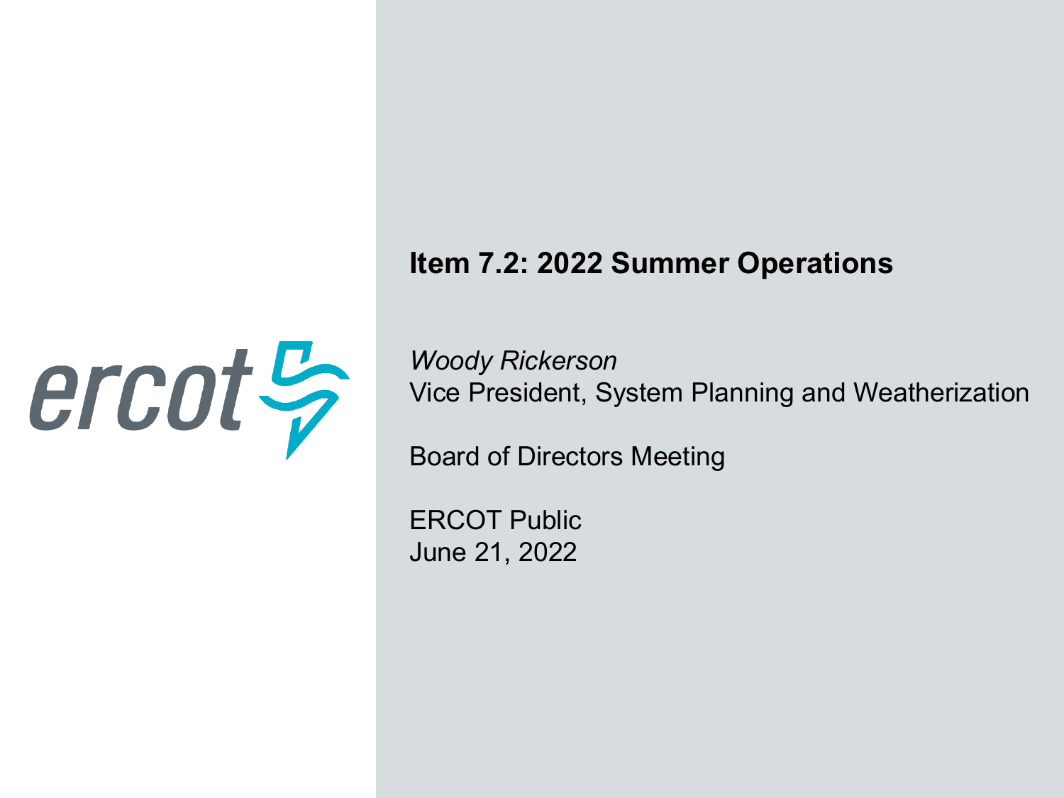# Item 7.2: 2022 Summer Operations

*Woody Rickerson*
Vice President, System Planning and Weatherization

Board of Directors Meeting

ERCOT Public
June 21, 2022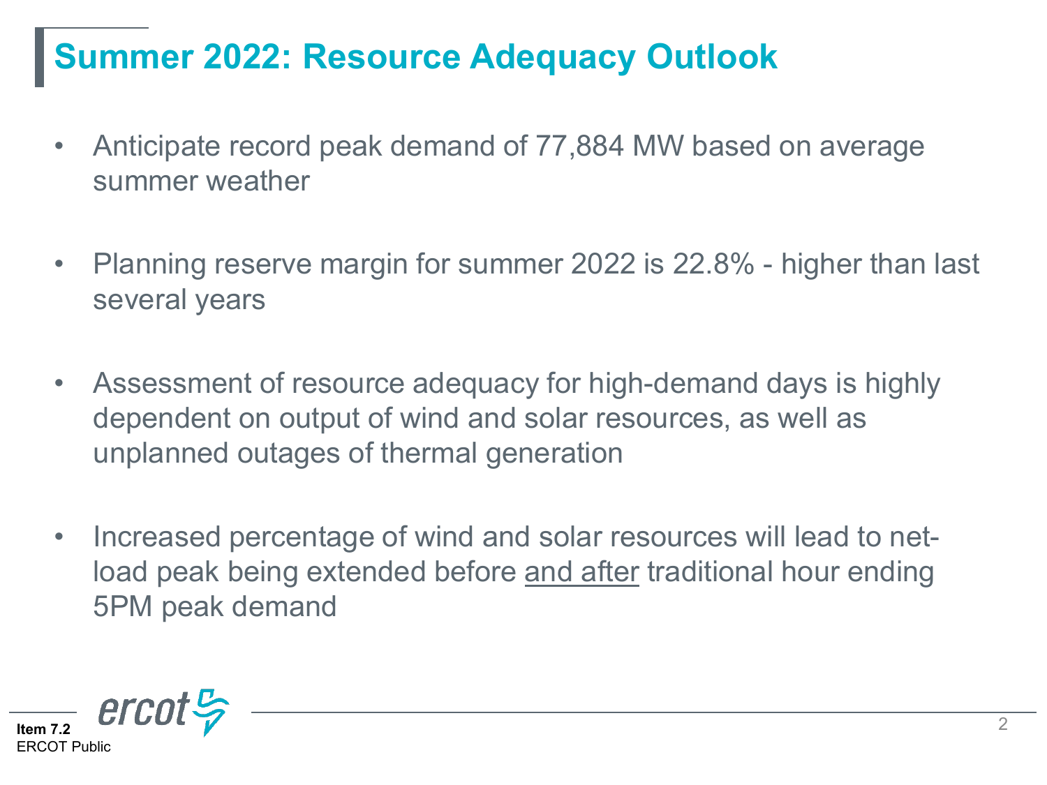# Summer 2022: Resource Adequacy Outlook

- Anticipate record peak demand of 77,884 MW based on average summer weather
- Planning reserve margin for summer 2022 is 22.8% - higher than last several years
- Assessment of resource adequacy for high-demand days is highly dependent on output of wind and solar resources, as well as unplanned outages of thermal generation
- Increased percentage of wind and solar resources will lead to net-load peak being extended before <u>and after</u> traditional hour ending 5PM peak demand

**Item 7.2**
ERCOT Public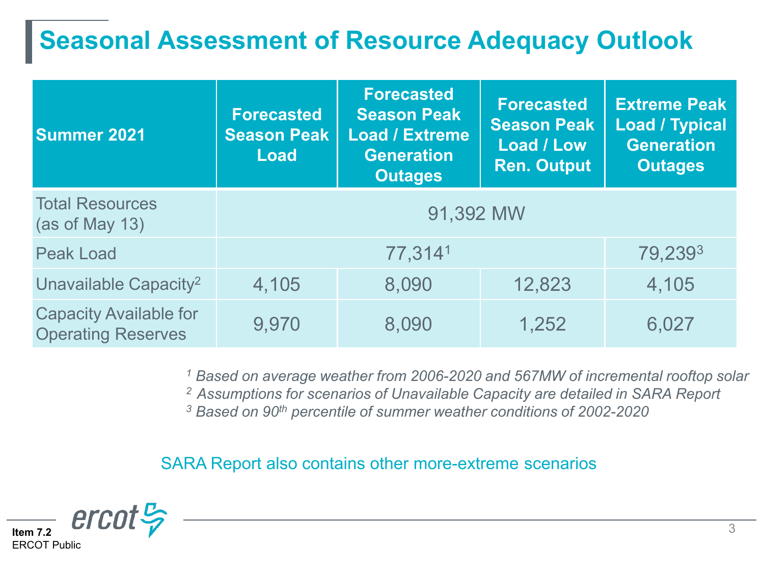# Seasonal Assessment of Resource Adequacy Outlook

| Summer 2021 | Forecasted Season Peak Load | Forecasted Season Peak Load / Extreme Generation Outages | Forecasted Season Peak Load / Low Ren. Output | Extreme Peak Load / Typical Generation Outages |
|---|---|---|---|---|
| Total Resources (as of May 13) | 91,392 MW | | | |
| Peak Load | 77,314[1] | | | 79,239[3] |
| Unavailable Capacity[2] | 4,105 | 8,090 | 12,823 | 4,105 |
| Capacity Available for Operating Reserves | 9,970 | 8,090 | 1,252 | 6,027 |

*[1] Based on average weather from 2006-2020 and 567MW of incremental rooftop solar*
*[2] Assumptions for scenarios of Unavailable Capacity are detailed in SARA Report*
*[3] Based on 90th percentile of summer weather conditions of 2002-2020*

SARA Report also contains other more-extreme scenarios

**Item 7.2**
ERCOT Public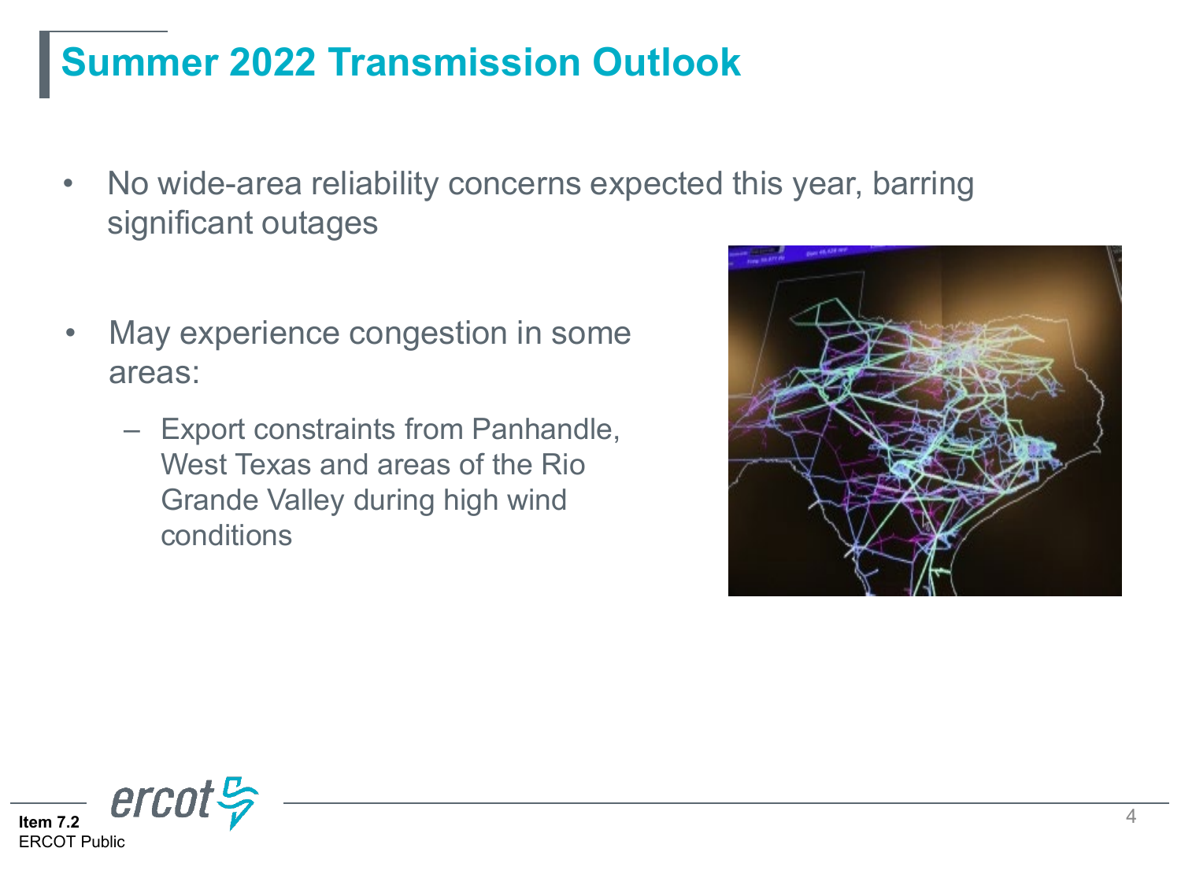# Summer 2022 Transmission Outlook

- No wide-area reliability concerns expected this year, barring significant outages
- May experience congestion in some areas:
  - Export constraints from Panhandle, West Texas and areas of the Rio Grande Valley during high wind conditions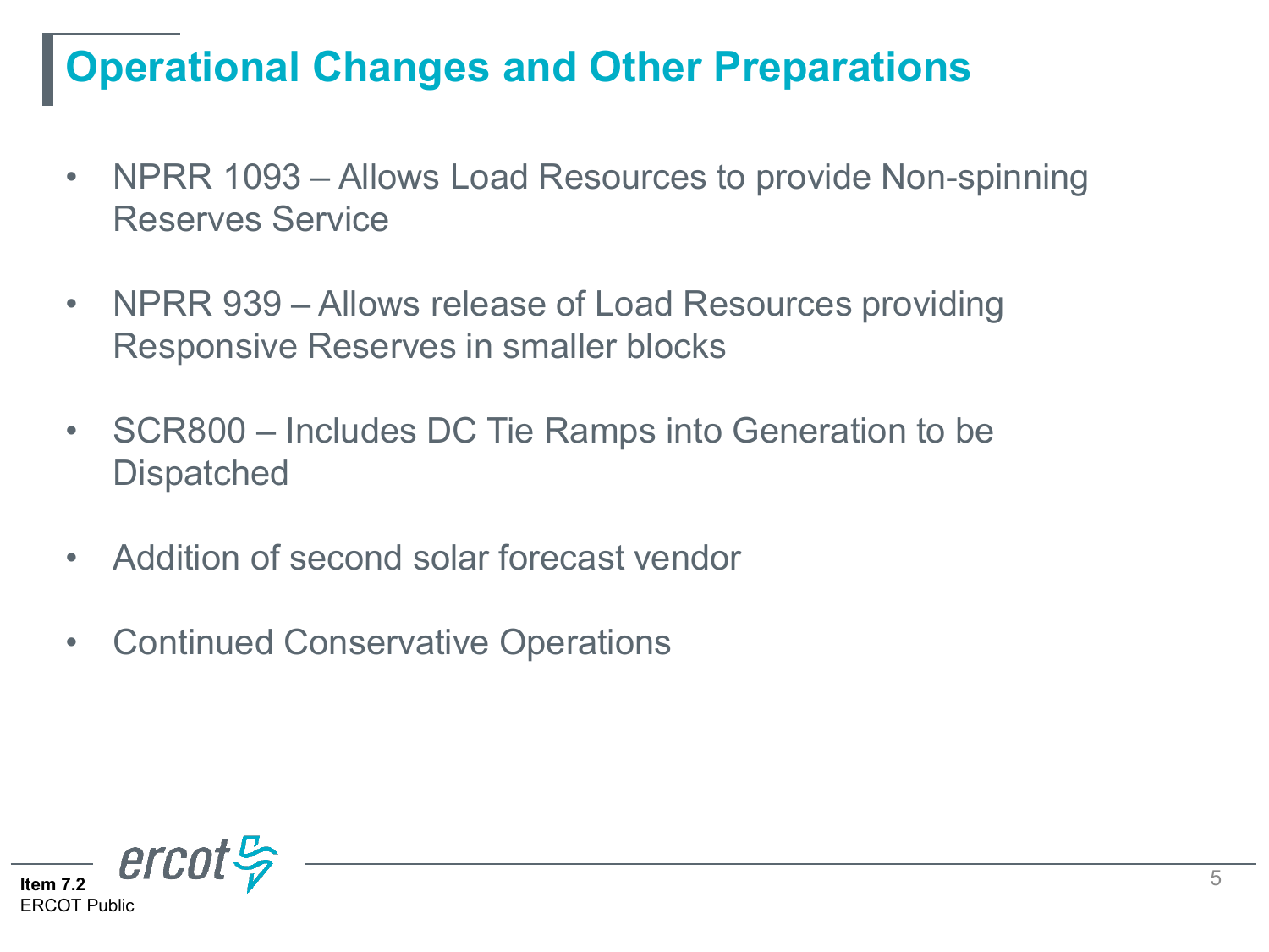# Operational Changes and Other Preparations

- NPRR 1093 – Allows Load Resources to provide Non-spinning Reserves Service
- NPRR 939 – Allows release of Load Resources providing Responsive Reserves in smaller blocks
- SCR800 – Includes DC Tie Ramps into Generation to be Dispatched
- Addition of second solar forecast vendor
- Continued Conservative Operations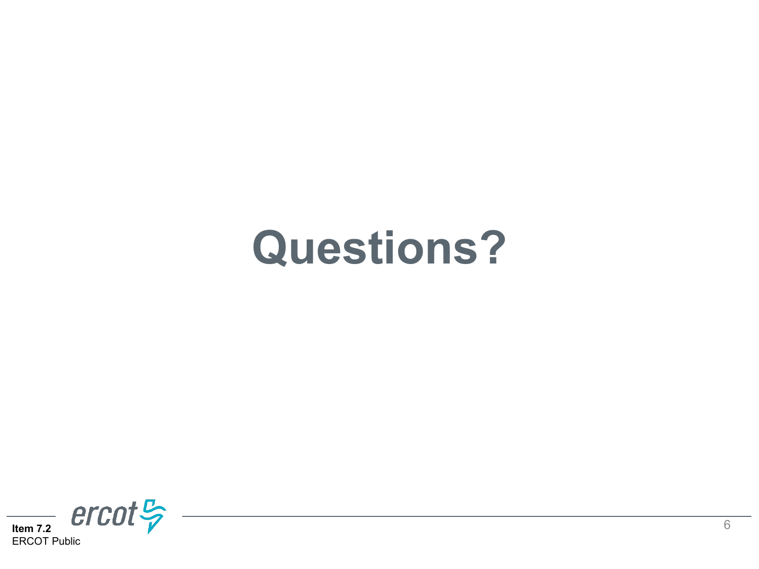# Questions?